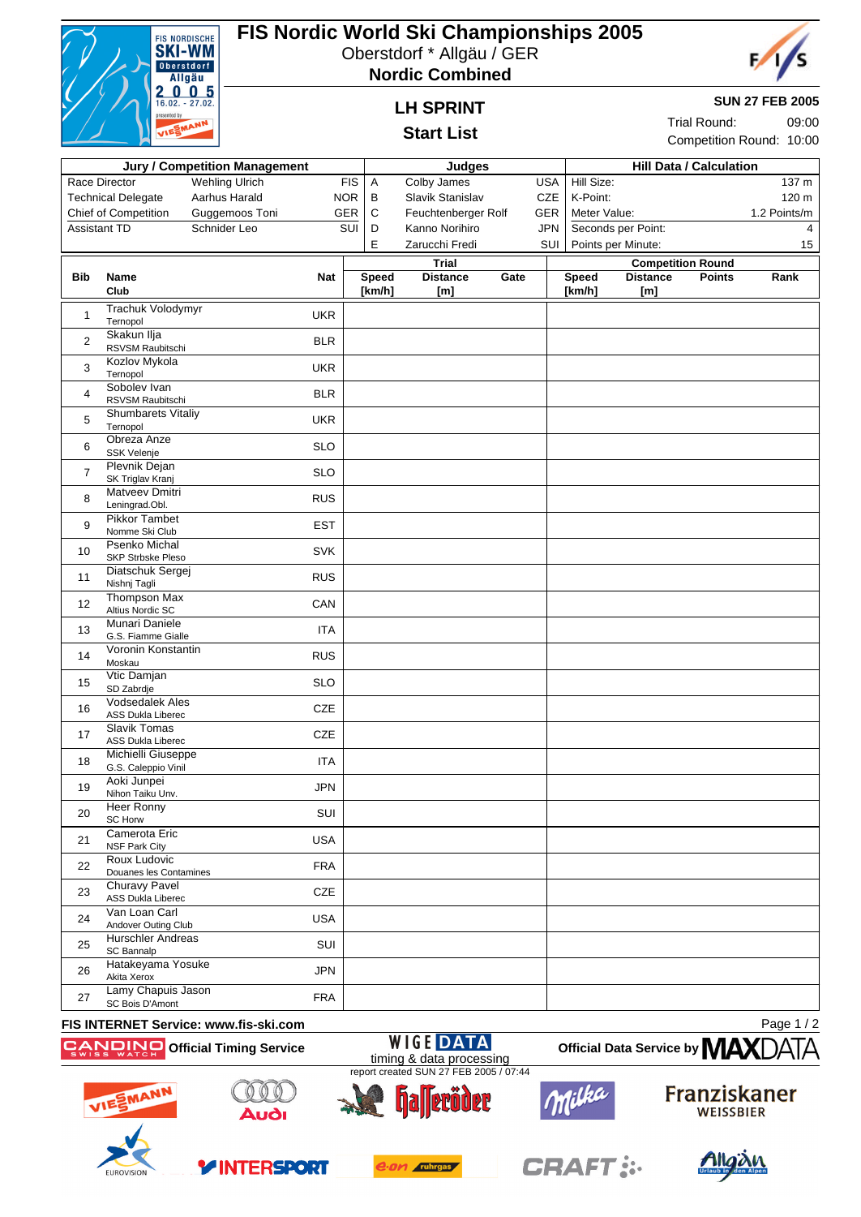# FIS Nordic World Ski Championships 2005

Oberstdorf * Allgäu / GER

**Nordic Combined**

## LH SPRINT

## Start List

**SUN 27 FEB 2005**

Trial Round: 09:00

Competition Round: 10:00

| Jury / Competition Management | | | Judges | | | Hill Data / Calculation | |
|---|---|---|---|---|---|---|---|
| Race Director | Wehling Ulrich | FIS | A | Colby James | USA | Hill Size: | 137 m |
| Technical Delegate | Aarhus Harald | NOR | B | Slavik Stanislav | CZE | K-Point: | 120 m |
| Chief of Competition | Guggemoos Toni | GER | C | Feuchtenberger Rolf | GER | Meter Value: | 1.2 Points/m |
| Assistant TD | Schnider Leo | SUI | D | Kanno Norihiro | JPN | Seconds per Point: | 4 |
| | | | E | Zarucchi Fredi | SUI | Points per Minute: | 15 |

| Bib | Name<br>Club | Nat | Trial | | | Competition Round | | | |
|---|---|---|---|---|---|---|---|---|---|
| | | | Speed [km/h] | Distance [m] | Gate | Speed [km/h] | Distance [m] | Points | Rank |
| 1 | Trachuk Volodymyr<br>Ternopol | UKR | | | | | | | |
| 2 | Skakun Ilja<br>RSVSM Raubitschi | BLR | | | | | | | |
| 3 | Kozlov Mykola<br>Ternopol | UKR | | | | | | | |
| 4 | Sobolev Ivan<br>RSVSM Raubitschi | BLR | | | | | | | |
| 5 | Shumbarets Vitaliy<br>Ternopol | UKR | | | | | | | |
| 6 | Obreza Anze<br>SSK Velenje | SLO | | | | | | | |
| 7 | Plevnik Dejan<br>SK Triglav Kranj | SLO | | | | | | | |
| 8 | Matveev Dmitri<br>Leningrad.Obl. | RUS | | | | | | | |
| 9 | Pikkor Tambet<br>Nomme Ski Club | EST | | | | | | | |
| 10 | Psenko Michal<br>SKP Strbske Pleso | SVK | | | | | | | |
| 11 | Diatschuk Sergej<br>Nishnj Tagli | RUS | | | | | | | |
| 12 | Thompson Max<br>Altius Nordic SC | CAN | | | | | | | |
| 13 | Munari Daniele<br>G.S. Fiamme Gialle | ITA | | | | | | | |
| 14 | Voronin Konstantin<br>Moskau | RUS | | | | | | | |
| 15 | Vtic Damjan<br>SD Zabrdje | SLO | | | | | | | |
| 16 | Vodsedalek Ales<br>ASS Dukla Liberec | CZE | | | | | | | |
| 17 | Slavik Tomas<br>ASS Dukla Liberec | CZE | | | | | | | |
| 18 | Michielli Giuseppe<br>G.S. Caleppio Vinil | ITA | | | | | | | |
| 19 | Aoki Junpei<br>Nihon Taiku Unv. | JPN | | | | | | | |
| 20 | Heer Ronny<br>SC Horw | SUI | | | | | | | |
| 21 | Camerota Eric<br>NSF Park City | USA | | | | | | | |
| 22 | Roux Ludovic<br>Douanes les Contamines | FRA | | | | | | | |
| 23 | Churavy Pavel<br>ASS Dukla Liberec | CZE | | | | | | | |
| 24 | Van Loan Carl<br>Andover Outing Club | USA | | | | | | | |
| 25 | Hurschler Andreas<br>SC Bannalp | SUI | | | | | | | |
| 26 | Hatakeyama Yosuke<br>Akita Xerox | JPN | | | | | | | |
| 27 | Lamy Chapuis Jason<br>SC Bois D'Amont | FRA | | | | | | | |

FIS INTERNET Service: www.fis-ski.com

Official Timing Service

WIGE DATA timing & data processing

report created SUN 27 FEB 2005 / 07:44

Official Data Service by MAXDATA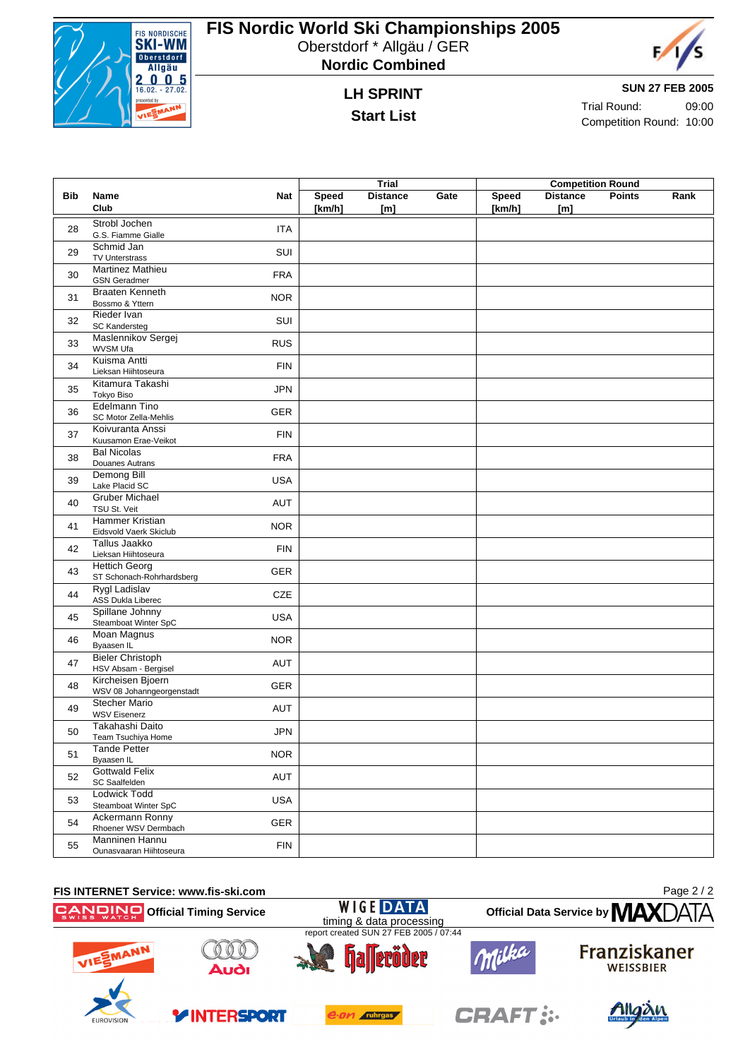# FIS Nordic World Ski Championships 2005

Oberstdorf * Allgäu / GER

**Nordic Combined**

## LH SPRINT

## Start List

**SUN 27 FEB 2005**

Trial Round: 09:00

Competition Round: 10:00

| Bib | Name / Club | Nat | Trial Speed [km/h] | Trial Distance [m] | Trial Gate | Competition Round Speed [km/h] | Competition Round Distance [m] | Competition Round Points | Competition Round Rank |
|---|---|---|---|---|---|---|---|---|---|
| 28 | Strobl Jochen<br>G.S. Fiamme Gialle | ITA | | | | | | | |
| 29 | Schmid Jan<br>TV Unterstrass | SUI | | | | | | | |
| 30 | Martinez Mathieu<br>GSN Geradmer | FRA | | | | | | | |
| 31 | Braaten Kenneth<br>Bossmo & Yttern | NOR | | | | | | | |
| 32 | Rieder Ivan<br>SC Kandersteg | SUI | | | | | | | |
| 33 | Maslennikov Sergej<br>WVSM Ufa | RUS | | | | | | | |
| 34 | Kuisma Antti<br>Lieksan Hiihtoseura | FIN | | | | | | | |
| 35 | Kitamura Takashi<br>Tokyo Biso | JPN | | | | | | | |
| 36 | Edelmann Tino<br>SC Motor Zella-Mehlis | GER | | | | | | | |
| 37 | Koivuranta Anssi<br>Kuusamon Erae-Veikot | FIN | | | | | | | |
| 38 | Bal Nicolas<br>Douanes Autrans | FRA | | | | | | | |
| 39 | Demong Bill<br>Lake Placid SC | USA | | | | | | | |
| 40 | Gruber Michael<br>TSU St. Veit | AUT | | | | | | | |
| 41 | Hammer Kristian<br>Eidsvold Vaerk Skiclub | NOR | | | | | | | |
| 42 | Tallus Jaakko<br>Lieksan Hiihtoseura | FIN | | | | | | | |
| 43 | Hettich Georg<br>ST Schonach-Rohrhardsberg | GER | | | | | | | |
| 44 | Rygl Ladislav<br>ASS Dukla Liberec | CZE | | | | | | | |
| 45 | Spillane Johnny<br>Steamboat Winter SpC | USA | | | | | | | |
| 46 | Moan Magnus<br>Byaasen IL | NOR | | | | | | | |
| 47 | Bieler Christoph<br>HSV Absam - Bergisel | AUT | | | | | | | |
| 48 | Kircheisen Bjoern<br>WSV 08 Johanngeorgenstadt | GER | | | | | | | |
| 49 | Stecher Mario<br>WSV Eisenerz | AUT | | | | | | | |
| 50 | Takahashi Daito<br>Team Tsuchiya Home | JPN | | | | | | | |
| 51 | Tande Petter<br>Byaasen IL | NOR | | | | | | | |
| 52 | Gottwald Felix<br>SC Saalfelden | AUT | | | | | | | |
| 53 | Lodwick Todd<br>Steamboat Winter SpC | USA | | | | | | | |
| 54 | Ackermann Ronny<br>Rhoener WSV Dermbach | GER | | | | | | | |
| 55 | Manninen Hannu<br>Ounasvaaran Hiihtoseura | FIN | | | | | | | |

FIS INTERNET Service: www.fis-ski.com

Official Timing Service: CANDINO SWISS WATCH

WIGE DATA timing & data processing

report created SUN 27 FEB 2005 / 07:44

Official Data Service by MAXDATA